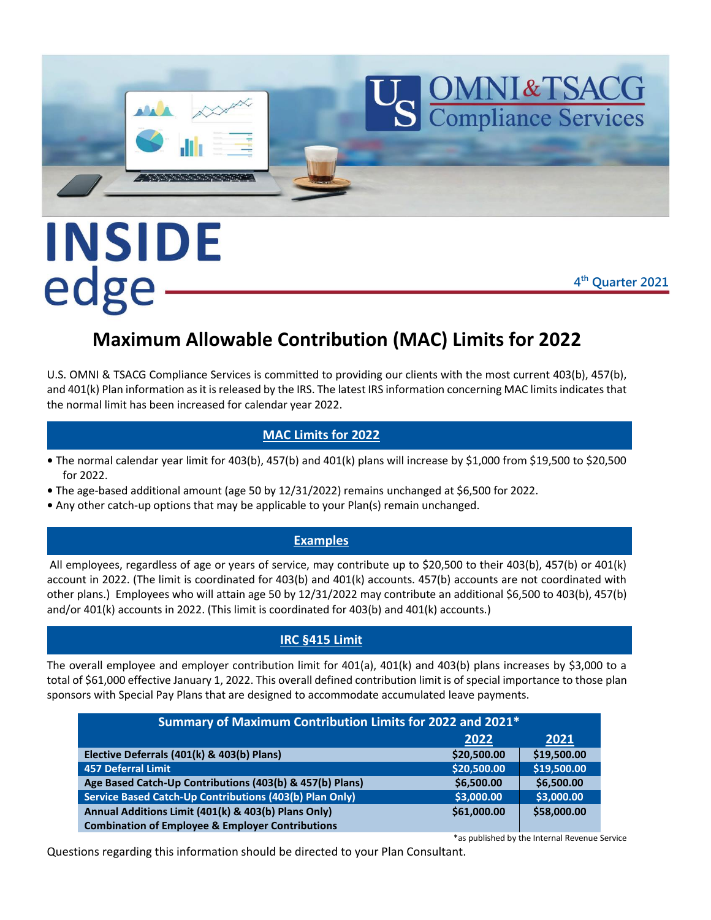U.S. OMNI & TSACG Compliance Services

# INSIDE edge

4th Quarter 2021

## Maximum Allowable Contribution (MAC) Limits for 2022

U.S. OMNI & TSACG Compliance Services is committed to providing our clients with the most current 403(b), 457(b), and 401(k) Plan information as it is released by the IRS. The latest IRS information concerning MAC limits indicates that the normal limit has been increased for calendar year 2022.

### MAC Limits for 2022

- The normal calendar year limit for 403(b), 457(b) and 401(k) plans will increase by $1,000 from $19,500 to $20,500 for 2022.
- The age-based additional amount (age 50 by 12/31/2022) remains unchanged at $6,500 for 2022.
- Any other catch-up options that may be applicable to your Plan(s) remain unchanged.

### Examples

All employees, regardless of age or years of service, may contribute up to $20,500 to their 403(b), 457(b) or 401(k) account in 2022. (The limit is coordinated for 403(b) and 401(k) accounts. 457(b) accounts are not coordinated with other plans.) Employees who will attain age 50 by 12/31/2022 may contribute an additional $6,500 to 403(b), 457(b) and/or 401(k) accounts in 2022. (This limit is coordinated for 403(b) and 401(k) accounts.)

### IRC §415 Limit

The overall employee and employer contribution limit for 401(a), 401(k) and 403(b) plans increases by $3,000 to a total of $61,000 effective January 1, 2022. This overall defined contribution limit is of special importance to those plan sponsors with Special Pay Plans that are designed to accommodate accumulated leave payments.

**Summary of Maximum Contribution Limits for 2022 and 2021***

| | 2022 | 2021 |
|---|---|---|
| Elective Deferrals (401(k) & 403(b) Plans) | $20,500.00 | $19,500.00 |
| 457 Deferral Limit | $20,500.00 | $19,500.00 |
| Age Based Catch-Up Contributions (403(b) & 457(b) Plans) | $6,500.00 | $6,500.00 |
| Service Based Catch-Up Contributions (403(b) Plan Only) | $3,000.00 | $3,000.00 |
| Annual Additions Limit (401(k) & 403(b) Plans Only) Combination of Employee & Employer Contributions | $61,000.00 | $58,000.00 |

*as published by the Internal Revenue Service

Questions regarding this information should be directed to your Plan Consultant.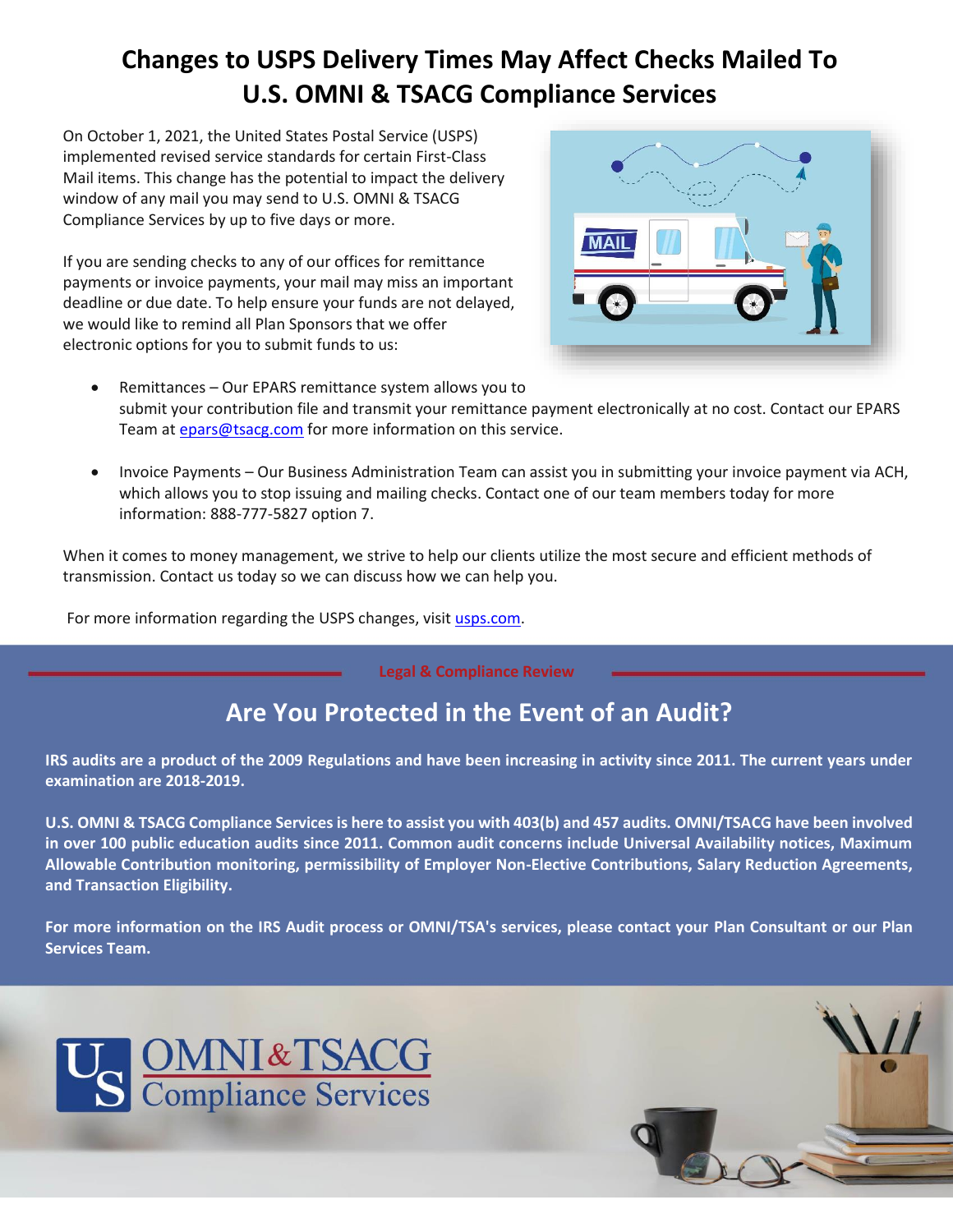# Changes to USPS Delivery Times May Affect Checks Mailed To U.S. OMNI & TSACG Compliance Services

On October 1, 2021, the United States Postal Service (USPS) implemented revised service standards for certain First-Class Mail items. This change has the potential to impact the delivery window of any mail you may send to U.S. OMNI & TSACG Compliance Services by up to five days or more.

If you are sending checks to any of our offices for remittance payments or invoice payments, your mail may miss an important deadline or due date. To help ensure your funds are not delayed, we would like to remind all Plan Sponsors that we offer electronic options for you to submit funds to us:

- Remittances – Our EPARS remittance system allows you to submit your contribution file and transmit your remittance payment electronically at no cost. Contact our EPARS Team at epars@tsacg.com for more information on this service.
- Invoice Payments – Our Business Administration Team can assist you in submitting your invoice payment via ACH, which allows you to stop issuing and mailing checks. Contact one of our team members today for more information: 888-777-5827 option 7.

When it comes to money management, we strive to help our clients utilize the most secure and efficient methods of transmission. Contact us today so we can discuss how we can help you.

For more information regarding the USPS changes, visit usps.com.

Legal & Compliance Review

## Are You Protected in the Event of an Audit?

**IRS audits are a product of the 2009 Regulations and have been increasing in activity since 2011. The current years under examination are 2018-2019.**

**U.S. OMNI & TSACG Compliance Services is here to assist you with 403(b) and 457 audits. OMNI/TSACG have been involved in over 100 public education audits since 2011. Common audit concerns include Universal Availability notices, Maximum Allowable Contribution monitoring, permissibility of Employer Non-Elective Contributions, Salary Reduction Agreements, and Transaction Eligibility.**

**For more information on the IRS Audit process or OMNI/TSA's services, please contact your Plan Consultant or our Plan Services Team.**

U.S. OMNI & TSACG Compliance Services